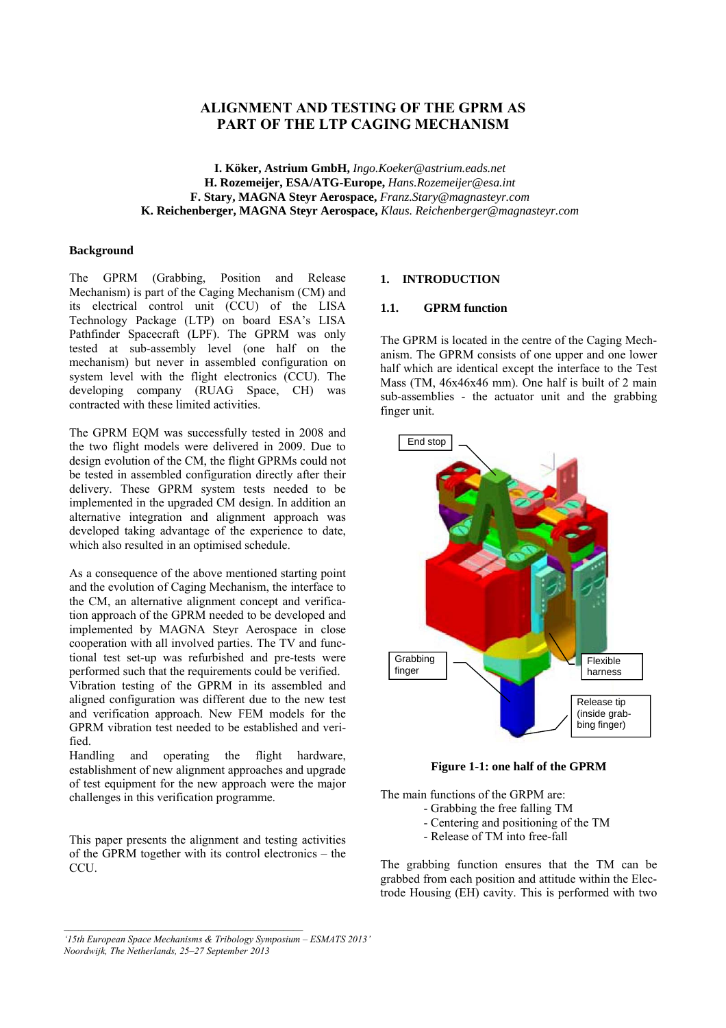# ALIGNMENT AND TESTING OF THE GPRM AS PART OF THE LTP CAGING MECHANISM

**I. Köker, Astrium GmbH,** *Ingo.Koeker@astrium.eads.net*
**H. Rozemeijer, ESA/ATG-Europe,** *Hans.Rozemeijer@esa.int*
**F. Stary, MAGNA Steyr Aerospace,** *Franz.Stary@magnasteyr.com*
**K. Reichenberger, MAGNA Steyr Aerospace,** *Klaus. Reichenberger@magnasteyr.com*

## Background

The GPRM (Grabbing, Position and Release Mechanism) is part of the Caging Mechanism (CM) and its electrical control unit (CCU) of the LISA Technology Package (LTP) on board ESA's LISA Pathfinder Spacecraft (LPF). The GPRM was only tested at sub-assembly level (one half on the mechanism) but never in assembled configuration on system level with the flight electronics (CCU). The developing company (RUAG Space, CH) was contracted with these limited activities.

The GPRM EQM was successfully tested in 2008 and the two flight models were delivered in 2009. Due to design evolution of the CM, the flight GPRMs could not be tested in assembled configuration directly after their delivery. These GPRM system tests needed to be implemented in the upgraded CM design. In addition an alternative integration and alignment approach was developed taking advantage of the experience to date, which also resulted in an optimised schedule.

As a consequence of the above mentioned starting point and the evolution of Caging Mechanism, the interface to the CM, an alternative alignment concept and verification approach of the GPRM needed to be developed and implemented by MAGNA Steyr Aerospace in close cooperation with all involved parties. The TV and functional test set-up was refurbished and pre-tests were performed such that the requirements could be verified. Vibration testing of the GPRM in its assembled and aligned configuration was different due to the new test and verification approach. New FEM models for the GPRM vibration test needed to be established and verified.

Handling and operating the flight hardware, establishment of new alignment approaches and upgrade of test equipment for the new approach were the major challenges in this verification programme.

This paper presents the alignment and testing activities of the GPRM together with its control electronics – the CCU.

## 1. INTRODUCTION

### 1.1. GPRM function

The GPRM is located in the centre of the Caging Mechanism. The GPRM consists of one upper and one lower half which are identical except the interface to the Test Mass (TM, 46x46x46 mm). One half is built of 2 main sub-assemblies - the actuator unit and the grabbing finger unit.

End stop

Grabbing finger

Flexible harness

Release tip (inside grabbing finger)

**Figure 1-1: one half of the GPRM**

The main functions of the GRPM are:

- Grabbing the free falling TM
- Centering and positioning of the TM
- Release of TM into free-fall

The grabbing function ensures that the TM can be grabbed from each position and attitude within the Electrode Housing (EH) cavity. This is performed with two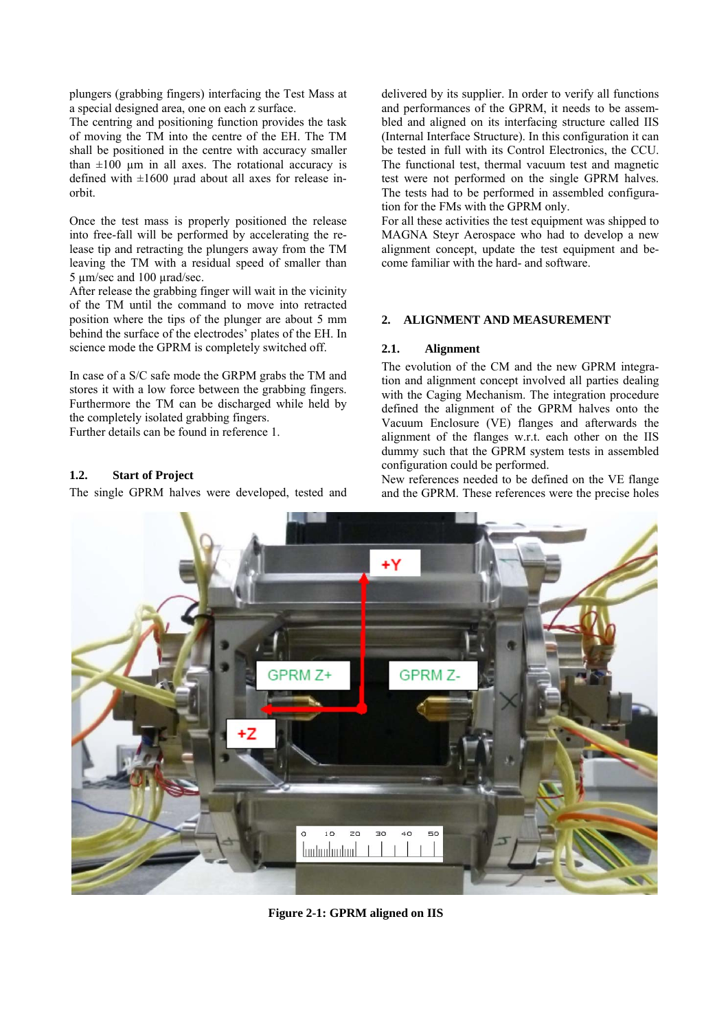plungers (grabbing fingers) interfacing the Test Mass at a special designed area, one on each z surface.

The centring and positioning function provides the task of moving the TM into the centre of the EH. The TM shall be positioned in the centre with accuracy smaller than ±100 µm in all axes. The rotational accuracy is defined with ±1600 µrad about all axes for release in-orbit.

Once the test mass is properly positioned the release into free-fall will be performed by accelerating the release tip and retracting the plungers away from the TM leaving the TM with a residual speed of smaller than 5 µm/sec and 100 µrad/sec.

After release the grabbing finger will wait in the vicinity of the TM until the command to move into retracted position where the tips of the plunger are about 5 mm behind the surface of the electrodes' plates of the EH. In science mode the GPRM is completely switched off.

In case of a S/C safe mode the GRPM grabs the TM and stores it with a low force between the grabbing fingers. Furthermore the TM can be discharged while held by the completely isolated grabbing fingers.

Further details can be found in reference 1.

### 1.2. Start of Project

The single GPRM halves were developed, tested and delivered by its supplier. In order to verify all functions and performances of the GPRM, it needs to be assembled and aligned on its interfacing structure called IIS (Internal Interface Structure). In this configuration it can be tested in full with its Control Electronics, the CCU. The functional test, thermal vacuum test and magnetic test were not performed on the single GPRM halves. The tests had to be performed in assembled configuration for the FMs with the GPRM only.

For all these activities the test equipment was shipped to MAGNA Steyr Aerospace who had to develop a new alignment concept, update the test equipment and become familiar with the hard- and software.

## 2. ALIGNMENT AND MEASUREMENT

### 2.1. Alignment

The evolution of the CM and the new GPRM integration and alignment concept involved all parties dealing with the Caging Mechanism. The integration procedure defined the alignment of the GPRM halves onto the Vacuum Enclosure (VE) flanges and afterwards the alignment of the flanges w.r.t. each other on the IIS dummy such that the GPRM system tests in assembled configuration could be performed.

New references needed to be defined on the VE flange and the GPRM. These references were the precise holes

**Figure 2-1: GPRM aligned on IIS**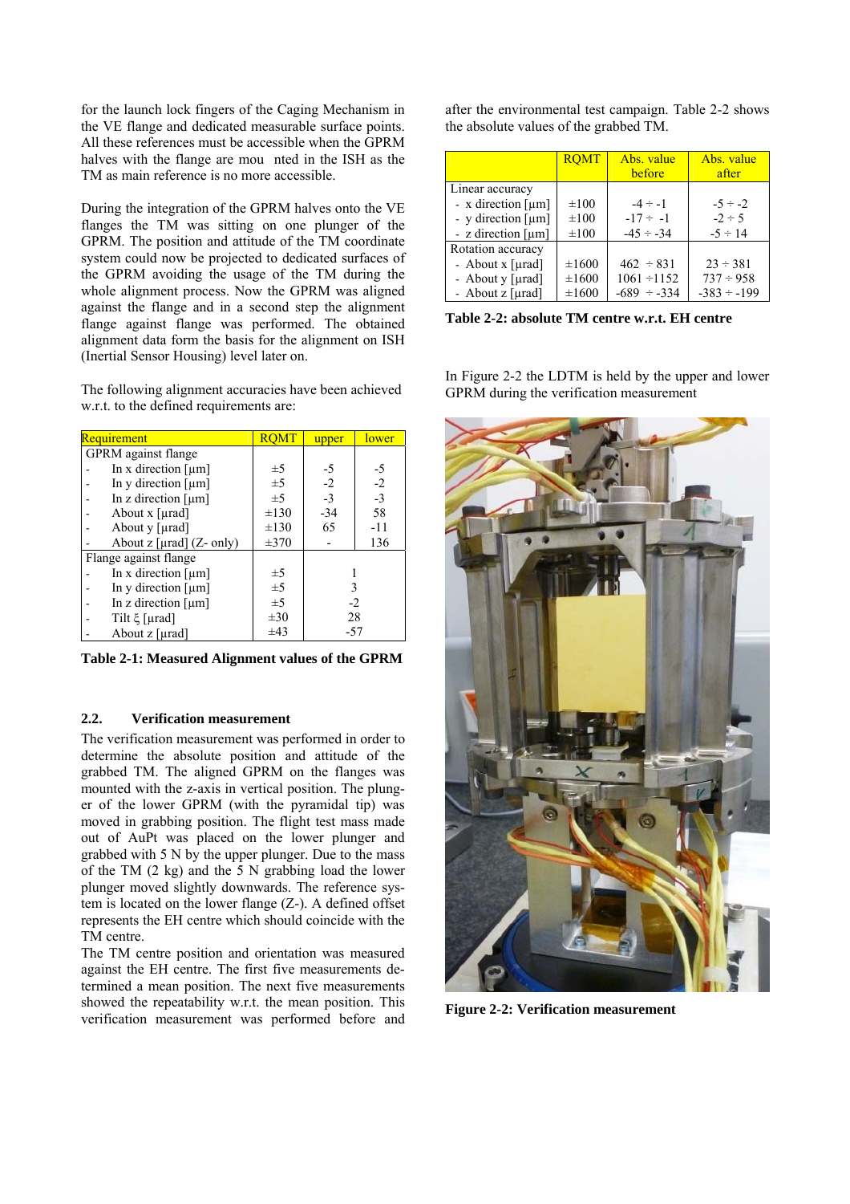for the launch lock fingers of the Caging Mechanism in the VE flange and dedicated measurable surface points. All these references must be accessible when the GPRM halves with the flange are mou nted in the ISH as the TM as main reference is no more accessible.

During the integration of the GPRM halves onto the VE flanges the TM was sitting on one plunger of the GPRM. The position and attitude of the TM coordinate system could now be projected to dedicated surfaces of the GPRM avoiding the usage of the TM during the whole alignment process. Now the GPRM was aligned against the flange and in a second step the alignment flange against flange was performed. The obtained alignment data form the basis for the alignment on ISH (Inertial Sensor Housing) level later on.

The following alignment accuracies have been achieved w.r.t. to the defined requirements are:

| Requirement | RQMT | upper | lower |
|---|---|---|---|
| GPRM against flange | | | |
| - In x direction [µm] | ±5 | -5 | -5 |
| - In y direction [µm] | ±5 | -2 | -2 |
| - In z direction [µm] | ±5 | -3 | -3 |
| - About x [µrad] | ±130 | -34 | 58 |
| - About y [µrad] | ±130 | 65 | -11 |
| - About z [µrad] (Z- only) | ±370 | - | 136 |
| Flange against flange | | | |
| - In x direction [µm] | ±5 | 1 | |
| - In y direction [µm] | ±5 | 3 | |
| - In z direction [µm] | ±5 | -2 | |
| - Tilt ξ [µrad] | ±30 | 28 | |
| - About z [µrad] | ±43 | -57 | |

**Table 2-1: Measured Alignment values of the GPRM**

## 2.2. Verification measurement

The verification measurement was performed in order to determine the absolute position and attitude of the grabbed TM. The aligned GPRM on the flanges was mounted with the z-axis in vertical position. The plunger of the lower GPRM (with the pyramidal tip) was moved in grabbing position. The flight test mass made out of AuPt was placed on the lower plunger and grabbed with 5 N by the upper plunger. Due to the mass of the TM (2 kg) and the 5 N grabbing load the lower plunger moved slightly downwards. The reference system is located on the lower flange (Z-). A defined offset represents the EH centre which should coincide with the TM centre.

The TM centre position and orientation was measured against the EH centre. The first five measurements determined a mean position. The next five measurements showed the repeatability w.r.t. the mean position. This verification measurement was performed before and after the environmental test campaign. Table 2-2 shows the absolute values of the grabbed TM.

| | RQMT | Abs. value before | Abs. value after |
|---|---|---|---|
| Linear accuracy | | | |
| - x direction [µm] | ±100 | -4 ÷ -1 | -5 ÷ -2 |
| - y direction [µm] | ±100 | -17 ÷ -1 | -2 ÷ 5 |
| - z direction [µm] | ±100 | -45 ÷ -34 | -5 ÷ 14 |
| Rotation accuracy | | | |
| - About x [µrad] | ±1600 | 462 ÷ 831 | 23 ÷ 381 |
| - About y [µrad] | ±1600 | 1061 ÷1152 | 737 ÷ 958 |
| - About z [µrad] | ±1600 | -689 ÷ -334 | -383 ÷ -199 |

**Table 2-2: absolute TM centre w.r.t. EH centre**

In Figure 2-2 the LDTM is held by the upper and lower GPRM during the verification measurement

**Figure 2-2: Verification measurement**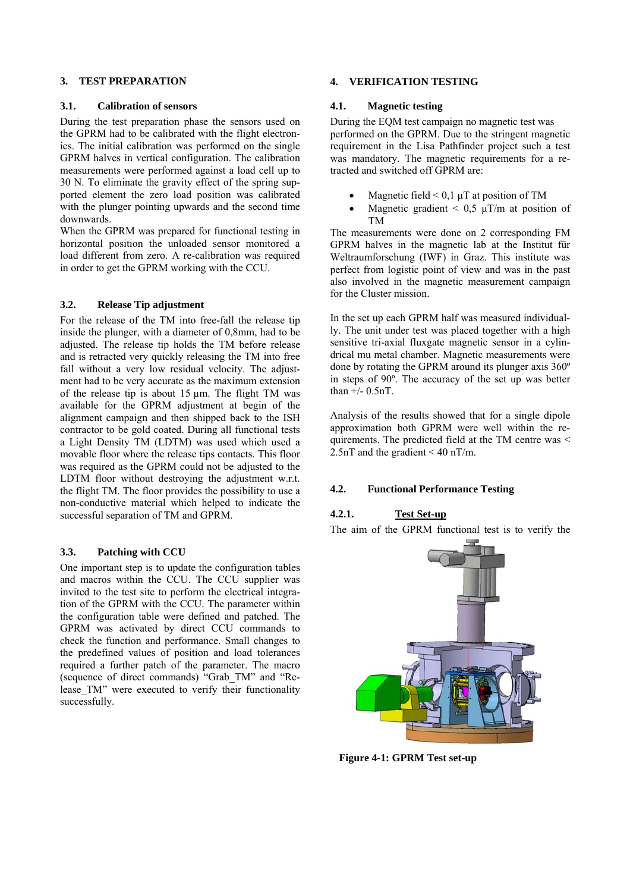## 3. TEST PREPARATION

### 3.1. Calibration of sensors

During the test preparation phase the sensors used on the GPRM had to be calibrated with the flight electronics. The initial calibration was performed on the single GPRM halves in vertical configuration. The calibration measurements were performed against a load cell up to 30 N. To eliminate the gravity effect of the spring supported element the zero load position was calibrated with the plunger pointing upwards and the second time downwards.

When the GPRM was prepared for functional testing in horizontal position the unloaded sensor monitored a load different from zero. A re-calibration was required in order to get the GPRM working with the CCU.

### 3.2. Release Tip adjustment

For the release of the TM into free-fall the release tip inside the plunger, with a diameter of 0,8mm, had to be adjusted. The release tip holds the TM before release and is retracted very quickly releasing the TM into free fall without a very low residual velocity. The adjustment had to be very accurate as the maximum extension of the release tip is about 15 µm. The flight TM was available for the GPRM adjustment at begin of the alignment campaign and then shipped back to the ISH contractor to be gold coated. During all functional tests a Light Density TM (LDTM) was used which used a movable floor where the release tips contacts. This floor was required as the GPRM could not be adjusted to the LDTM floor without destroying the adjustment w.r.t. the flight TM. The floor provides the possibility to use a non-conductive material which helped to indicate the successful separation of TM and GPRM.

### 3.3. Patching with CCU

One important step is to update the configuration tables and macros within the CCU. The CCU supplier was invited to the test site to perform the electrical integration of the GPRM with the CCU. The parameter within the configuration table were defined and patched. The GPRM was activated by direct CCU commands to check the function and performance. Small changes to the predefined values of position and load tolerances required a further patch of the parameter. The macro (sequence of direct commands) "Grab_TM" and "Release_TM" were executed to verify their functionality successfully.

## 4. VERIFICATION TESTING

### 4.1. Magnetic testing

During the EQM test campaign no magnetic test was performed on the GPRM. Due to the stringent magnetic requirement in the Lisa Pathfinder project such a test was mandatory. The magnetic requirements for a retracted and switched off GPRM are:

- Magnetic field < 0,1 µT at position of TM
- Magnetic gradient < 0,5 µT/m at position of TM

The measurements were done on 2 corresponding FM GPRM halves in the magnetic lab at the Institut für Weltraumforschung (IWF) in Graz. This institute was perfect from logistic point of view and was in the past also involved in the magnetic measurement campaign for the Cluster mission.

In the set up each GPRM half was measured individually. The unit under test was placed together with a high sensitive tri-axial fluxgate magnetic sensor in a cylindrical mu metal chamber. Magnetic measurements were done by rotating the GPRM around its plunger axis 360º in steps of 90º. The accuracy of the set up was better than +/- 0.5nT.

Analysis of the results showed that for a single dipole approximation both GPRM were well within the requirements. The predicted field at the TM centre was < 2.5nT and the gradient < 40 nT/m.

### 4.2. Functional Performance Testing

#### 4.2.1. Test Set-up

The aim of the GPRM functional test is to verify the

**Figure 4-1: GPRM Test set-up**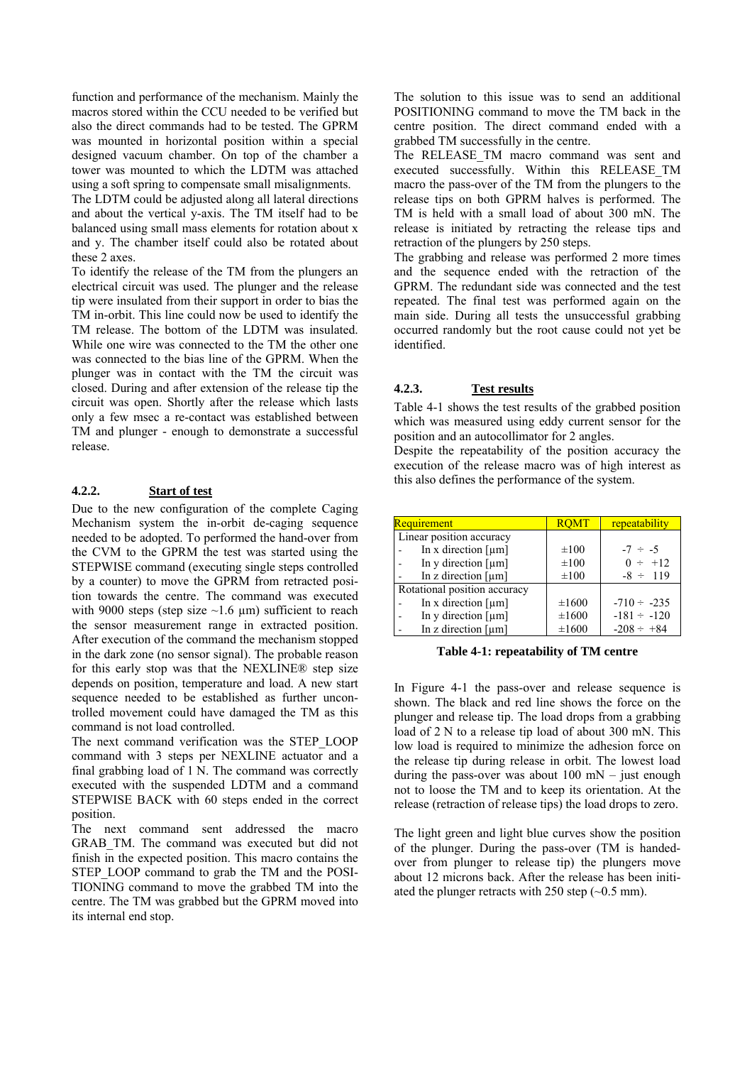function and performance of the mechanism. Mainly the macros stored within the CCU needed to be verified but also the direct commands had to be tested. The GPRM was mounted in horizontal position within a special designed vacuum chamber. On top of the chamber a tower was mounted to which the LDTM was attached using a soft spring to compensate small misalignments.

The LDTM could be adjusted along all lateral directions and about the vertical y-axis. The TM itself had to be balanced using small mass elements for rotation about x and y. The chamber itself could also be rotated about these 2 axes.

To identify the release of the TM from the plungers an electrical circuit was used. The plunger and the release tip were insulated from their support in order to bias the TM in-orbit. This line could now be used to identify the TM release. The bottom of the LDTM was insulated. While one wire was connected to the TM the other one was connected to the bias line of the GPRM. When the plunger was in contact with the TM the circuit was closed. During and after extension of the release tip the circuit was open. Shortly after the release which lasts only a few msec a re-contact was established between TM and plunger - enough to demonstrate a successful release.

#### 4.2.2. Start of test

Due to the new configuration of the complete Caging Mechanism system the in-orbit de-caging sequence needed to be adopted. To performed the hand-over from the CVM to the GPRM the test was started using the STEPWISE command (executing single steps controlled by a counter) to move the GPRM from retracted position towards the centre. The command was executed with 9000 steps (step size ~1.6 µm) sufficient to reach the sensor measurement range in extracted position. After execution of the command the mechanism stopped in the dark zone (no sensor signal). The probable reason for this early stop was that the NEXLINE® step size depends on position, temperature and load. A new start sequence needed to be established as further uncontrolled movement could have damaged the TM as this command is not load controlled.

The next command verification was the STEP_LOOP command with 3 steps per NEXLINE actuator and a final grabbing load of 1 N. The command was correctly executed with the suspended LDTM and a command STEPWISE BACK with 60 steps ended in the correct position.

The next command sent addressed the macro GRAB_TM. The command was executed but did not finish in the expected position. This macro contains the STEP_LOOP command to grab the TM and the POSITIONING command to move the grabbed TM into the centre. The TM was grabbed but the GPRM moved into its internal end stop.

The solution to this issue was to send an additional POSITIONING command to move the TM back in the centre position. The direct command ended with a grabbed TM successfully in the centre.

The RELEASE_TM macro command was sent and executed successfully. Within this RELEASE_TM macro the pass-over of the TM from the plungers to the release tips on both GPRM halves is performed. The TM is held with a small load of about 300 mN. The release is initiated by retracting the release tips and retraction of the plungers by 250 steps.

The grabbing and release was performed 2 more times and the sequence ended with the retraction of the GPRM. The redundant side was connected and the test repeated. The final test was performed again on the main side. During all tests the unsuccessful grabbing occurred randomly but the root cause could not yet be identified.

#### 4.2.3. Test results

Table 4-1 shows the test results of the grabbed position which was measured using eddy current sensor for the position and an autocollimator for 2 angles.

Despite the repeatability of the position accuracy the execution of the release macro was of high interest as this also defines the performance of the system.

| Requirement | RQMT | repeatability |
|---|---|---|
| Linear position accuracy | | |
| - In x direction [µm] | ±100 | -7 ÷ -5 |
| - In y direction [µm] | ±100 | 0 ÷ +12 |
| - In z direction [µm] | ±100 | -8 ÷ 119 |
| Rotational position accuracy | | |
| - In x direction [µm] | ±1600 | -710 ÷ -235 |
| - In y direction [µm] | ±1600 | -181 ÷ -120 |
| - In z direction [µm] | ±1600 | -208 ÷ +84 |

**Table 4-1: repeatability of TM centre**

In Figure 4-1 the pass-over and release sequence is shown. The black and red line shows the force on the plunger and release tip. The load drops from a grabbing load of 2 N to a release tip load of about 300 mN. This low load is required to minimize the adhesion force on the release tip during release in orbit. The lowest load during the pass-over was about 100 mN – just enough not to loose the TM and to keep its orientation. At the release (retraction of release tips) the load drops to zero.

The light green and light blue curves show the position of the plunger. During the pass-over (TM is handed-over from plunger to release tip) the plungers move about 12 microns back. After the release has been initiated the plunger retracts with 250 step (~0.5 mm).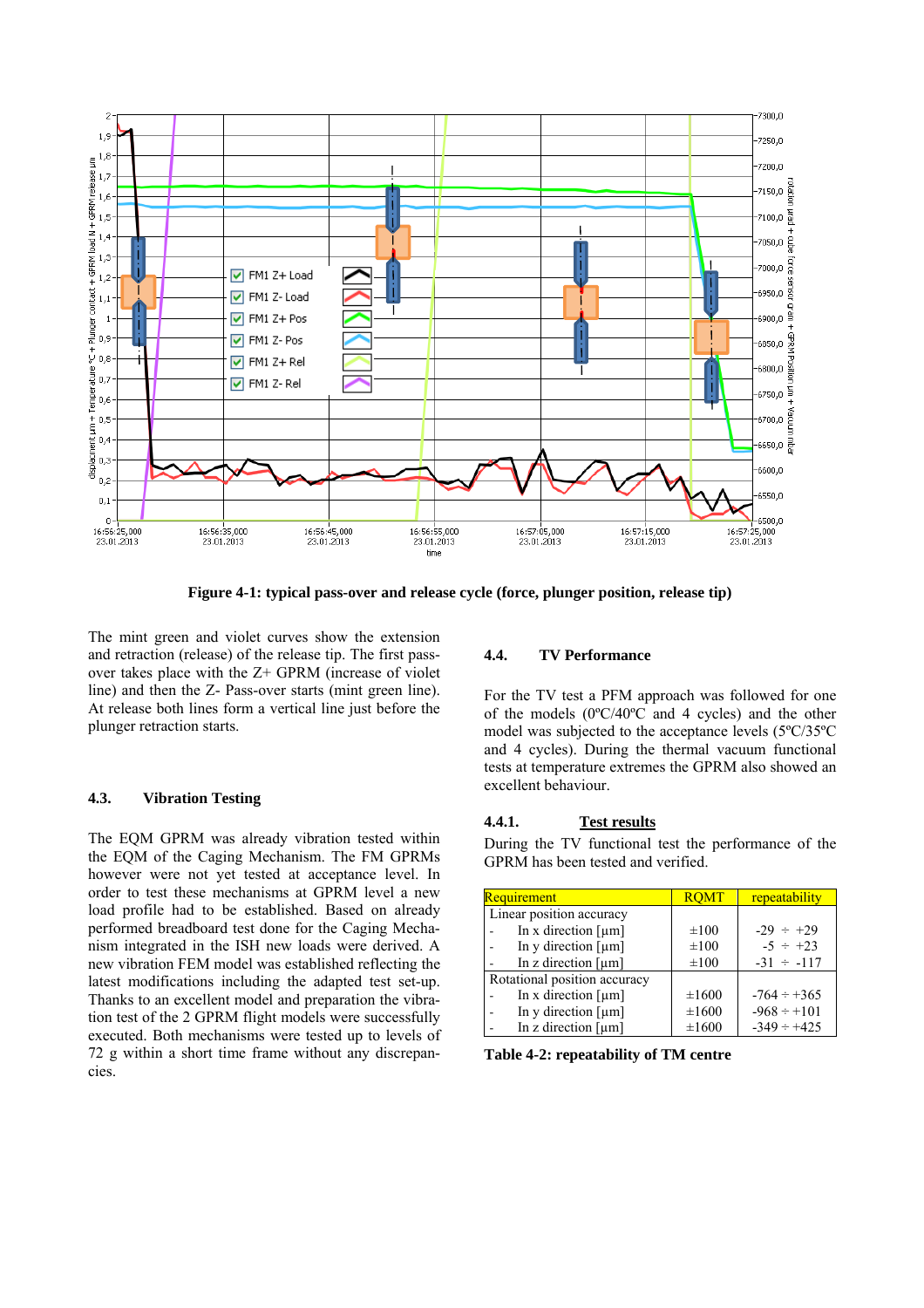**Figure 4-1: typical pass-over and release cycle (force, plunger position, release tip)**

The mint green and violet curves show the extension and retraction (release) of the release tip. The first pass-over takes place with the Z+ GPRM (increase of violet line) and then the Z- Pass-over starts (mint green line). At release both lines form a vertical line just before the plunger retraction starts.

## 4.3. Vibration Testing

The EQM GPRM was already vibration tested within the EQM of the Caging Mechanism. The FM GPRMs however were not yet tested at acceptance level. In order to test these mechanisms at GPRM level a new load profile had to be established. Based on already performed breadboard test done for the Caging Mechanism integrated in the ISH new loads were derived. A new vibration FEM model was established reflecting the latest modifications including the adapted test set-up. Thanks to an excellent model and preparation the vibration test of the 2 GPRM flight models were successfully executed. Both mechanisms were tested up to levels of 72 g within a short time frame without any discrepancies.

## 4.4. TV Performance

For the TV test a PFM approach was followed for one of the models (0ºC/40ºC and 4 cycles) and the other model was subjected to the acceptance levels (5ºC/35ºC and 4 cycles). During the thermal vacuum functional tests at temperature extremes the GPRM also showed an excellent behaviour.

### 4.4.1. Test results

During the TV functional test the performance of the GPRM has been tested and verified.

| Requirement | RQMT | repeatability |
|---|---|---|
| Linear position accuracy | | |
| - In x direction [µm] | ±100 | -29 ÷ +29 |
| - In y direction [µm] | ±100 | -5 ÷ +23 |
| - In z direction [µm] | ±100 | -31 ÷ -117 |
| Rotational position accuracy | | |
| - In x direction [µm] | ±1600 | -764 ÷ +365 |
| - In y direction [µm] | ±1600 | -968 ÷ +101 |
| - In z direction [µm] | ±1600 | -349 ÷ +425 |

**Table 4-2: repeatability of TM centre**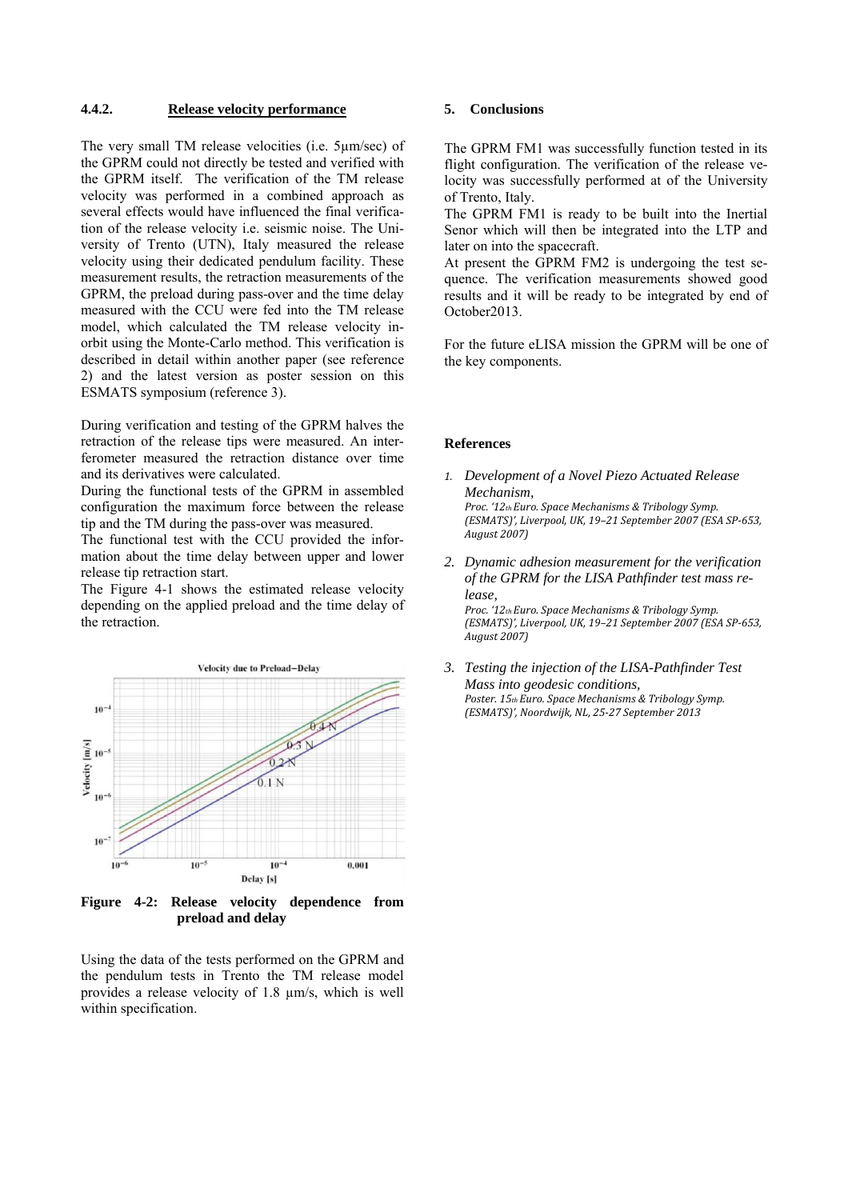### 4.4.2. Release velocity performance

The very small TM release velocities (i.e. 5µm/sec) of the GPRM could not directly be tested and verified with the GPRM itself. The verification of the TM release velocity was performed in a combined approach as several effects would have influenced the final verification of the release velocity i.e. seismic noise. The University of Trento (UTN), Italy measured the release velocity using their dedicated pendulum facility. These measurement results, the retraction measurements of the GPRM, the preload during pass-over and the time delay measured with the CCU were fed into the TM release model, which calculated the TM release velocity in-orbit using the Monte-Carlo method. This verification is described in detail within another paper (see reference 2) and the latest version as poster session on this ESMATS symposium (reference 3).

During verification and testing of the GPRM halves the retraction of the release tips were measured. An interferometer measured the retraction distance over time and its derivatives were calculated.

During the functional tests of the GPRM in assembled configuration the maximum force between the release tip and the TM during the pass-over was measured.

The functional test with the CCU provided the information about the time delay between upper and lower release tip retraction start.

The Figure 4-1 shows the estimated release velocity depending on the applied preload and the time delay of the retraction.

Velocity due to Preload–Delay

Velocity [m/s]

$10^{-4}$

$10^{-5}$

$10^{-6}$

$10^{-7}$

0.4 N

0.3 N

0.2 N

0.1 N

$10^{-6}$ $10^{-5}$ $10^{-4}$ 0.001

Delay [s]

**Figure 4-2: Release velocity dependence from preload and delay**

Using the data of the tests performed on the GPRM and the pendulum tests in Trento the TM release model provides a release velocity of 1.8 µm/s, which is well within specification.

### 5. Conclusions

The GPRM FM1 was successfully function tested in its flight configuration. The verification of the release velocity was successfully performed at of the University of Trento, Italy.

The GPRM FM1 is ready to be built into the Inertial Senor which will then be integrated into the LTP and later on into the spacecraft.

At present the GPRM FM2 is undergoing the test sequence. The verification measurements showed good results and it will be ready to be integrated by end of October2013.

For the future eLISA mission the GPRM will be one of the key components.

### References

1. *Development of a Novel Piezo Actuated Release Mechanism,*
   *Proc. '12th Euro. Space Mechanisms & Tribology Symp. (ESMATS)', Liverpool, UK, 19–21 September 2007 (ESA SP-653, August 2007)*
2. *Dynamic adhesion measurement for the verification of the GPRM for the LISA Pathfinder test mass release,*
   *Proc. '12th Euro. Space Mechanisms & Tribology Symp. (ESMATS)', Liverpool, UK, 19–21 September 2007 (ESA SP-653, August 2007)*
3. *Testing the injection of the LISA-Pathfinder Test Mass into geodesic conditions,*
   *Poster. 15th Euro. Space Mechanisms & Tribology Symp. (ESMATS)', Noordwijk, NL, 25-27 September 2013*